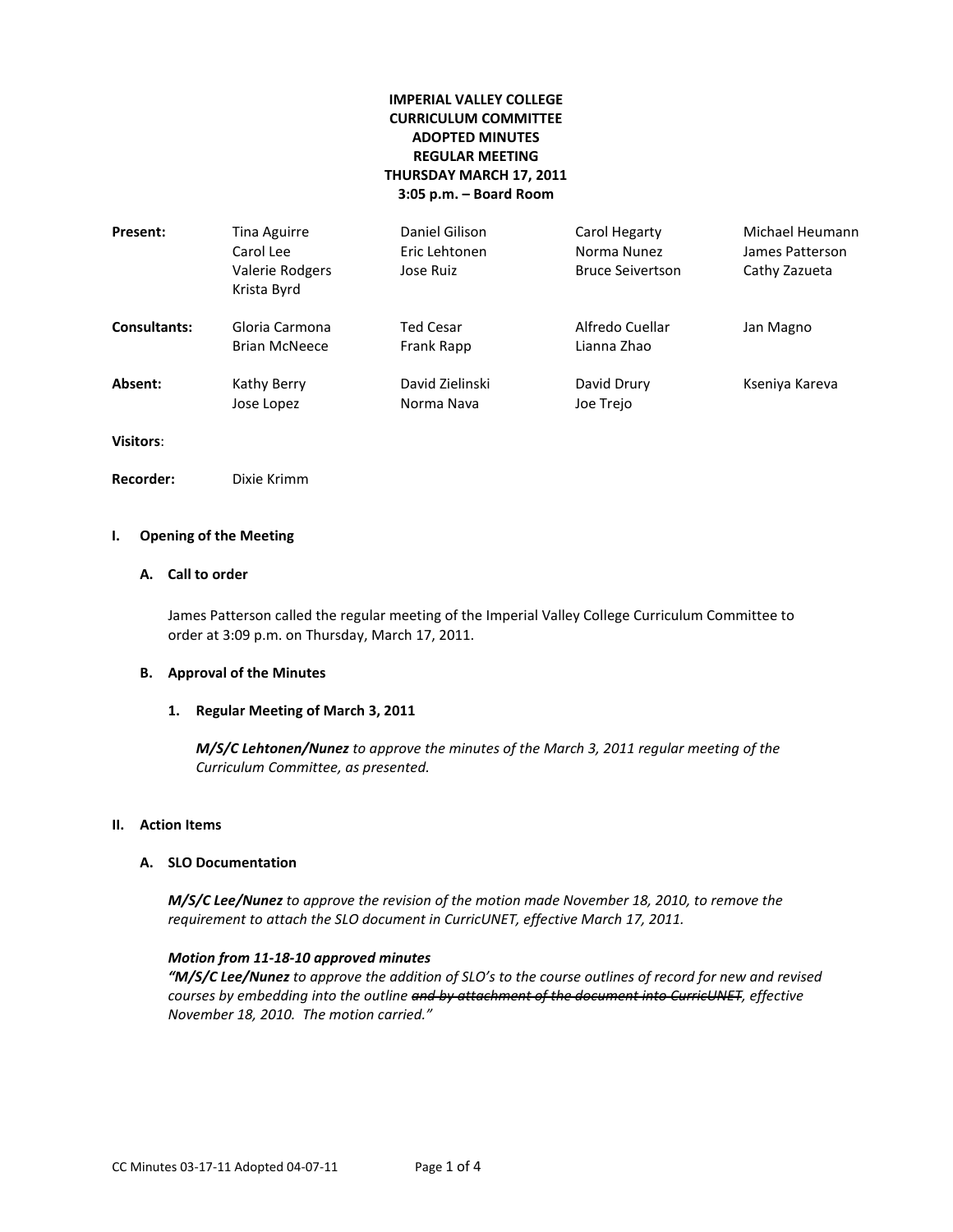**IMPERIAL VALLEY COLLEGE**
**CURRICULUM COMMITTEE**
**ADOPTED MINUTES**
**REGULAR MEETING**
**THURSDAY MARCH 17, 2011**
**3:05 p.m. – Board Room**

| | | | | |
|---|---|---|---|---|
| **Present:** | Tina Aguirre | Daniel Gilison | Carol Hegarty | Michael Heumann |
| | Carol Lee | Eric Lehtonen | Norma Nunez | James Patterson |
| | Valerie Rodgers | Jose Ruiz | Bruce Seivertson | Cathy Zazueta |
| | Krista Byrd | | | |
| **Consultants:** | Gloria Carmona | Ted Cesar | Alfredo Cuellar | Jan Magno |
| | Brian McNeece | Frank Rapp | Lianna Zhao | |
| **Absent:** | Kathy Berry | David Zielinski | David Drury | Kseniya Kareva |
| | Jose Lopez | Norma Nava | Joe Trejo | |

**Visitors**:

**Recorder:** Dixie Krimm

## I. Opening of the Meeting

### A. Call to order

James Patterson called the regular meeting of the Imperial Valley College Curriculum Committee to order at 3:09 p.m. on Thursday, March 17, 2011.

### B. Approval of the Minutes

#### 1. Regular Meeting of March 3, 2011

***M/S/C Lehtonen/Nunez** to approve the minutes of the March 3, 2011 regular meeting of the Curriculum Committee, as presented.*

## II. Action Items

### A. SLO Documentation

***M/S/C Lee/Nunez** to approve the revision of the motion made November 18, 2010, to remove the requirement to attach the SLO document in CurricUNET, effective March 17, 2011.*

***Motion from 11-18-10 approved minutes***
*"**M/S/C Lee/Nunez** to approve the addition of SLO's to the course outlines of record for new and revised courses by embedding into the outline ~~and by attachment of the document into CurricUNET~~, effective November 18, 2010. The motion carried."*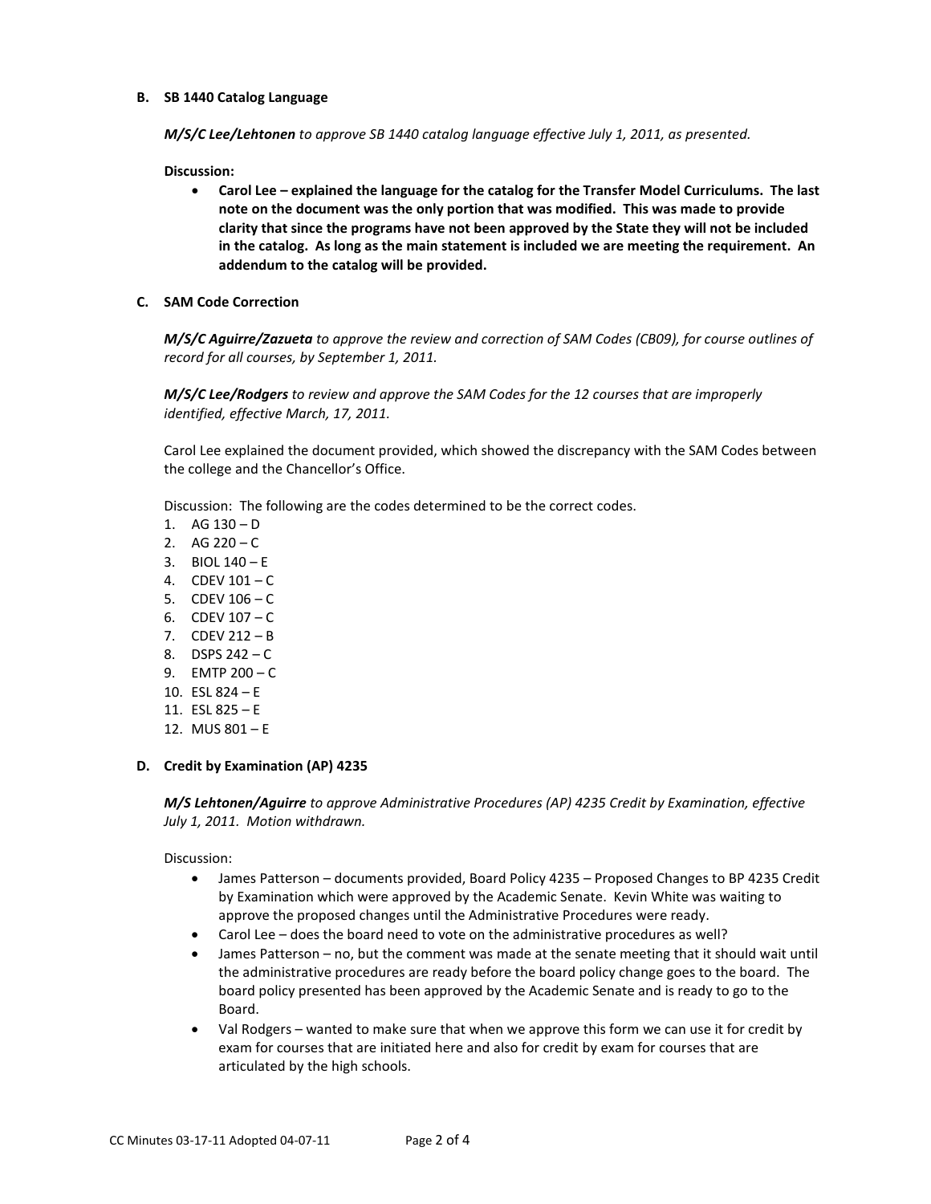**B. SB 1440 Catalog Language**

***M/S/C Lee/Lehtonen** to approve SB 1440 catalog language effective July 1, 2011, as presented.*

**Discussion:**

- **Carol Lee – explained the language for the catalog for the Transfer Model Curriculums. The last note on the document was the only portion that was modified. This was made to provide clarity that since the programs have not been approved by the State they will not be included in the catalog. As long as the main statement is included we are meeting the requirement. An addendum to the catalog will be provided.**

**C. SAM Code Correction**

***M/S/C Aguirre/Zazueta** to approve the review and correction of SAM Codes (CB09), for course outlines of record for all courses, by September 1, 2011.*

***M/S/C Lee/Rodgers** to review and approve the SAM Codes for the 12 courses that are improperly identified, effective March, 17, 2011.*

Carol Lee explained the document provided, which showed the discrepancy with the SAM Codes between the college and the Chancellor's Office.

Discussion: The following are the codes determined to be the correct codes.

1. AG 130 – D
2. AG 220 – C
3. BIOL 140 – E
4. CDEV 101 – C
5. CDEV 106 – C
6. CDEV 107 – C
7. CDEV 212 – B
8. DSPS 242 – C
9. EMTP 200 – C
10. ESL 824 – E
11. ESL 825 – E
12. MUS 801 – E

**D. Credit by Examination (AP) 4235**

***M/S Lehtonen/Aguirre** to approve Administrative Procedures (AP) 4235 Credit by Examination, effective July 1, 2011. Motion withdrawn.*

Discussion:

- James Patterson – documents provided, Board Policy 4235 – Proposed Changes to BP 4235 Credit by Examination which were approved by the Academic Senate. Kevin White was waiting to approve the proposed changes until the Administrative Procedures were ready.
- Carol Lee – does the board need to vote on the administrative procedures as well?
- James Patterson – no, but the comment was made at the senate meeting that it should wait until the administrative procedures are ready before the board policy change goes to the board. The board policy presented has been approved by the Academic Senate and is ready to go to the Board.
- Val Rodgers – wanted to make sure that when we approve this form we can use it for credit by exam for courses that are initiated here and also for credit by exam for courses that are articulated by the high schools.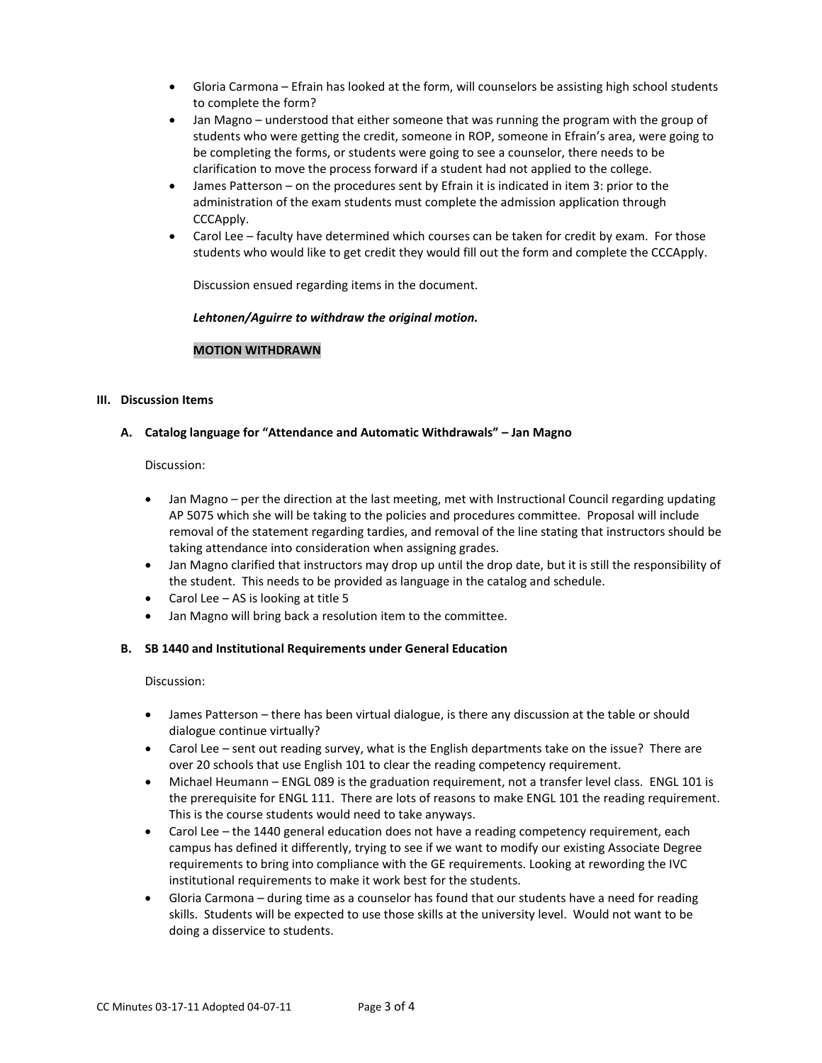- Gloria Carmona – Efrain has looked at the form, will counselors be assisting high school students to complete the form?
- Jan Magno – understood that either someone that was running the program with the group of students who were getting the credit, someone in ROP, someone in Efrain's area, were going to be completing the forms, or students were going to see a counselor, there needs to be clarification to move the process forward if a student had not applied to the college.
- James Patterson – on the procedures sent by Efrain it is indicated in item 3: prior to the administration of the exam students must complete the admission application through CCCApply.
- Carol Lee – faculty have determined which courses can be taken for credit by exam. For those students who would like to get credit they would fill out the form and complete the CCCApply.

  Discussion ensued regarding items in the document.

  ***Lehtonen/Aguirre to withdraw the original motion.***

  **MOTION WITHDRAWN**

## III. Discussion Items

### A. Catalog language for "Attendance and Automatic Withdrawals" – Jan Magno

Discussion:

- Jan Magno – per the direction at the last meeting, met with Instructional Council regarding updating AP 5075 which she will be taking to the policies and procedures committee. Proposal will include removal of the statement regarding tardies, and removal of the line stating that instructors should be taking attendance into consideration when assigning grades.
- Jan Magno clarified that instructors may drop up until the drop date, but it is still the responsibility of the student. This needs to be provided as language in the catalog and schedule.
- Carol Lee – AS is looking at title 5
- Jan Magno will bring back a resolution item to the committee.

### B. SB 1440 and Institutional Requirements under General Education

Discussion:

- James Patterson – there has been virtual dialogue, is there any discussion at the table or should dialogue continue virtually?
- Carol Lee – sent out reading survey, what is the English departments take on the issue? There are over 20 schools that use English 101 to clear the reading competency requirement.
- Michael Heumann – ENGL 089 is the graduation requirement, not a transfer level class. ENGL 101 is the prerequisite for ENGL 111. There are lots of reasons to make ENGL 101 the reading requirement. This is the course students would need to take anyways.
- Carol Lee – the 1440 general education does not have a reading competency requirement, each campus has defined it differently, trying to see if we want to modify our existing Associate Degree requirements to bring into compliance with the GE requirements. Looking at rewording the IVC institutional requirements to make it work best for the students.
- Gloria Carmona – during time as a counselor has found that our students have a need for reading skills. Students will be expected to use those skills at the university level. Would not want to be doing a disservice to students.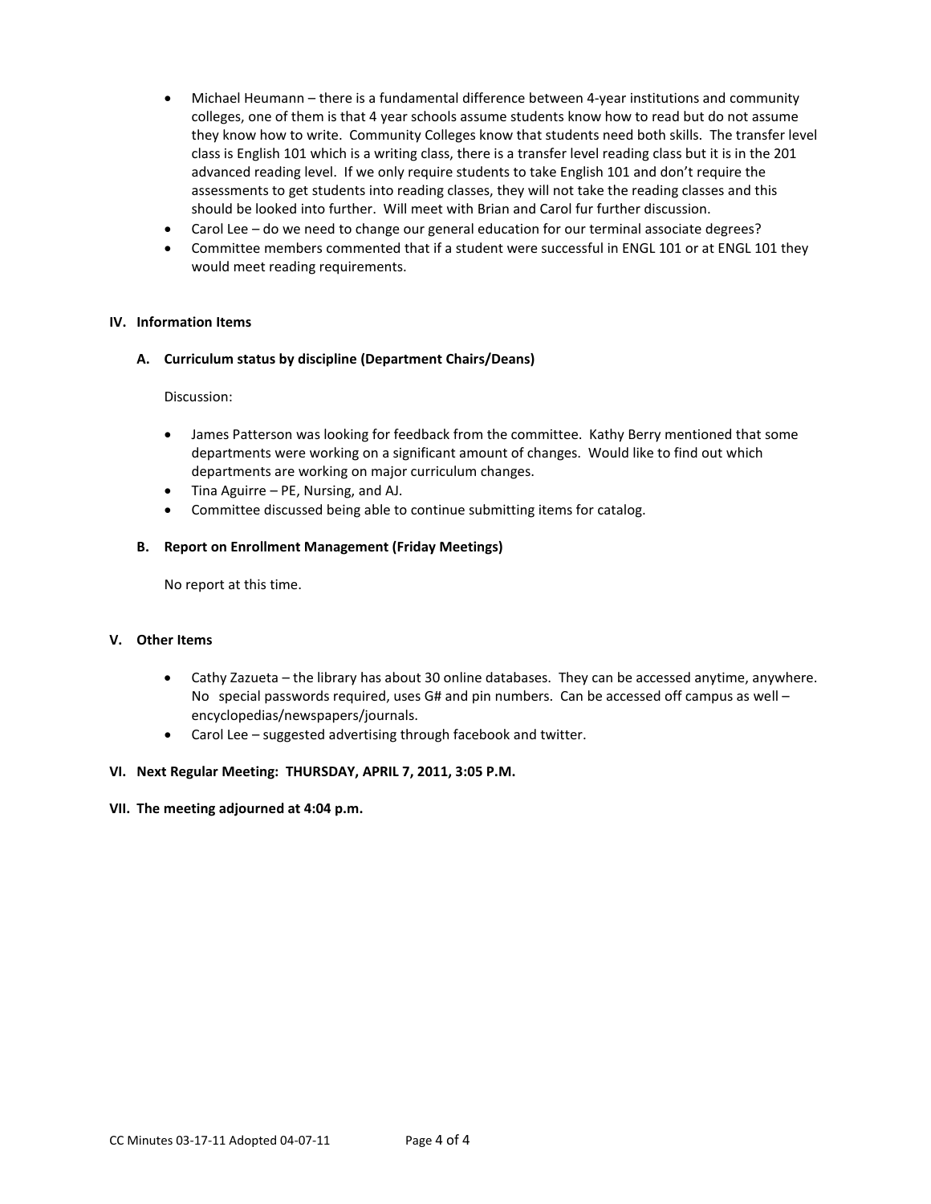- Michael Heumann – there is a fundamental difference between 4-year institutions and community colleges, one of them is that 4 year schools assume students know how to read but do not assume they know how to write. Community Colleges know that students need both skills. The transfer level class is English 101 which is a writing class, there is a transfer level reading class but it is in the 201 advanced reading level. If we only require students to take English 101 and don't require the assessments to get students into reading classes, they will not take the reading classes and this should be looked into further. Will meet with Brian and Carol fur further discussion.
- Carol Lee – do we need to change our general education for our terminal associate degrees?
- Committee members commented that if a student were successful in ENGL 101 or at ENGL 101 they would meet reading requirements.

**IV. Information Items**

**A. Curriculum status by discipline (Department Chairs/Deans)**

Discussion:

- James Patterson was looking for feedback from the committee. Kathy Berry mentioned that some departments were working on a significant amount of changes. Would like to find out which departments are working on major curriculum changes.
- Tina Aguirre – PE, Nursing, and AJ.
- Committee discussed being able to continue submitting items for catalog.

**B. Report on Enrollment Management (Friday Meetings)**

No report at this time.

**V. Other Items**

- Cathy Zazueta – the library has about 30 online databases. They can be accessed anytime, anywhere. No special passwords required, uses G# and pin numbers. Can be accessed off campus as well – encyclopedias/newspapers/journals.
- Carol Lee – suggested advertising through facebook and twitter.

**VI. Next Regular Meeting: THURSDAY, APRIL 7, 2011, 3:05 P.M.**

**VII. The meeting adjourned at 4:04 p.m.**

CC Minutes 03-17-11 Adopted 04-07-11